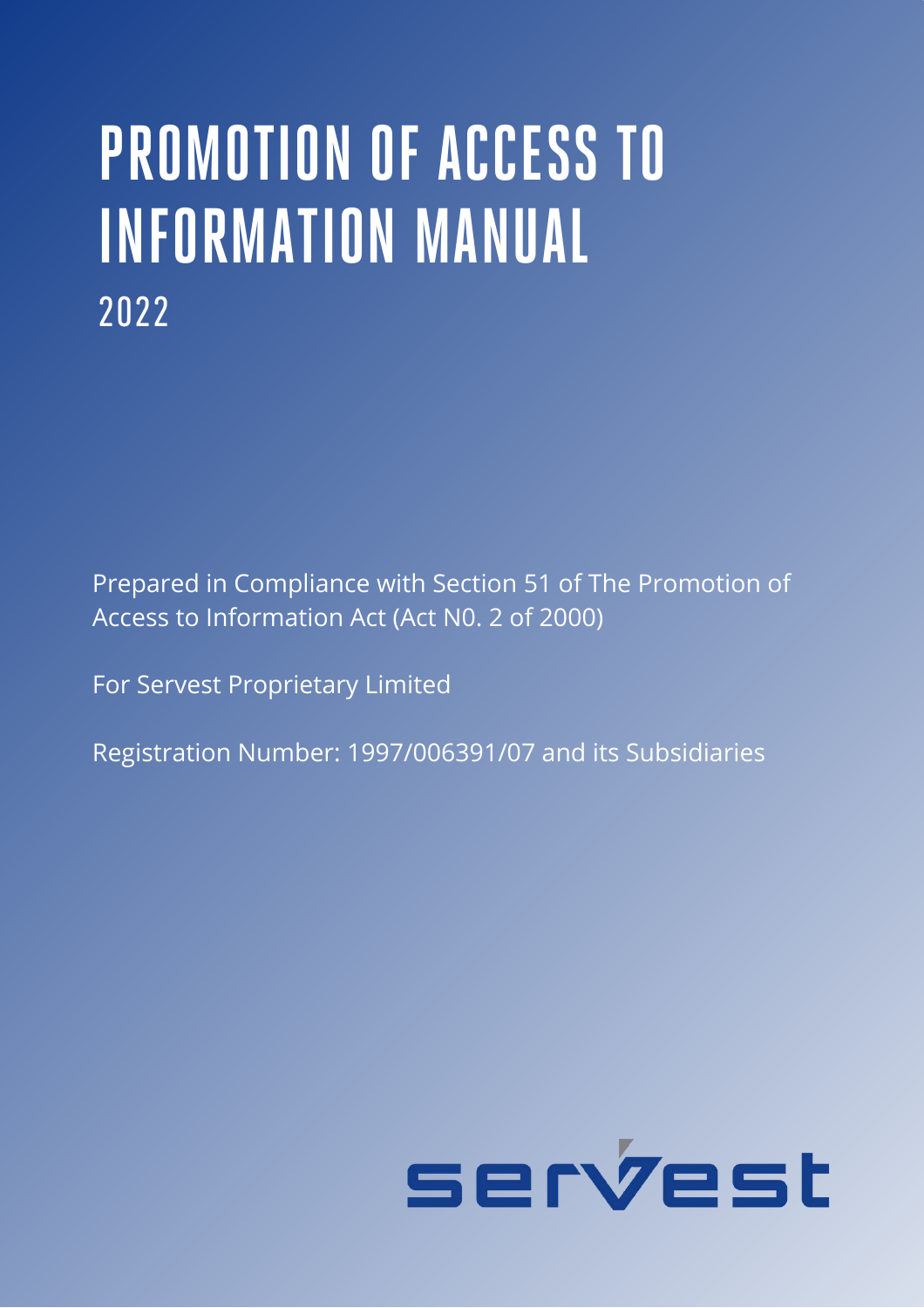# PROMOTION OF ACCESS TO INFORMATION MANUAL

## 2022

Prepared in Compliance with Section 51 of The Promotion of Access to Information Act (Act N0. 2 of 2000)

For Servest Proprietary Limited

Registration Number: 1997/006391/07 and its Subsidiaries

servest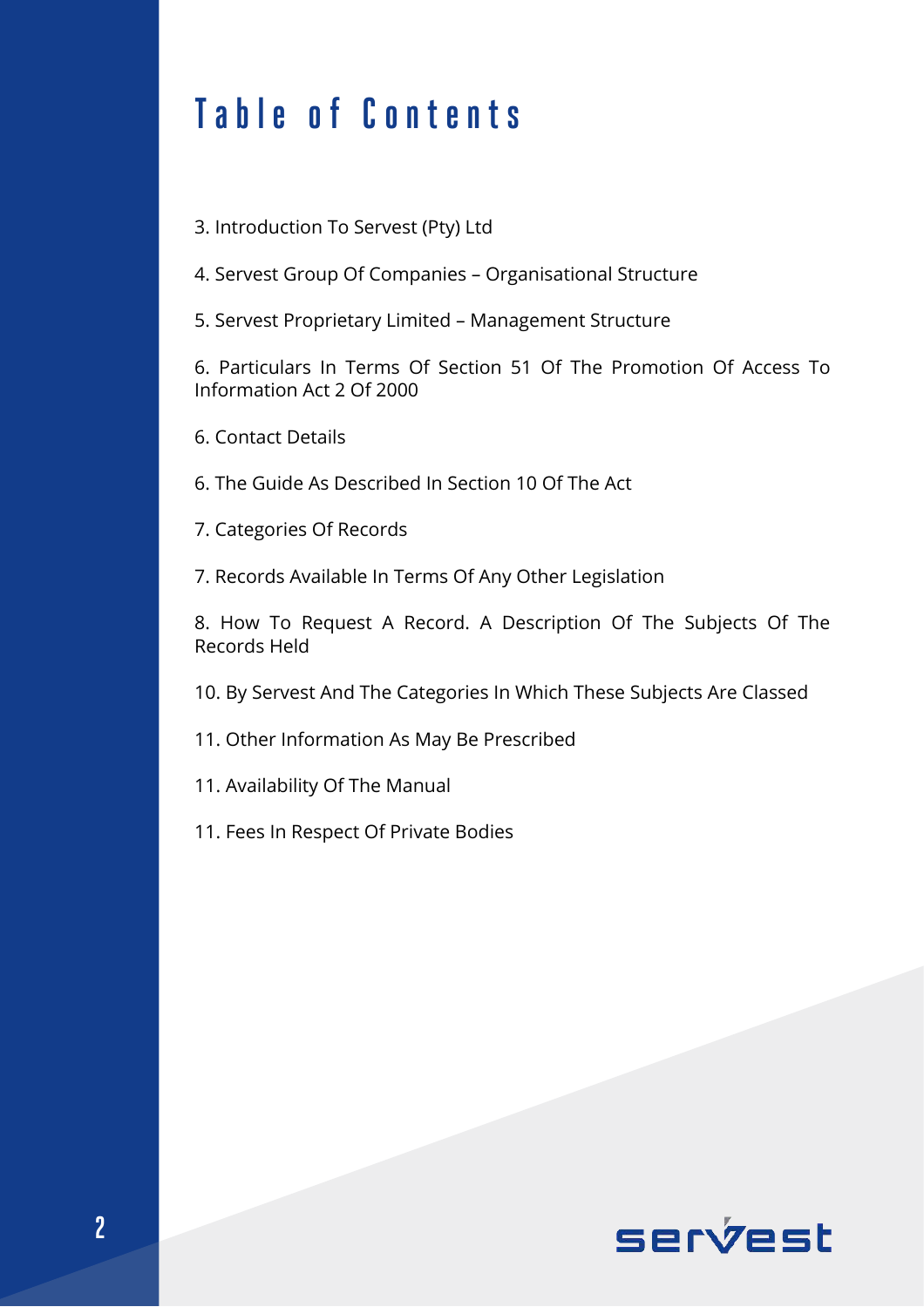# Table of Contents

3. Introduction To Servest (Pty) Ltd

4. Servest Group Of Companies – Organisational Structure

5. Servest Proprietary Limited – Management Structure

6. Particulars In Terms Of Section 51 Of The Promotion Of Access To Information Act 2 Of 2000

6. Contact Details

6. The Guide As Described In Section 10 Of The Act

7. Categories Of Records

7. Records Available In Terms Of Any Other Legislation

8. How To Request A Record. A Description Of The Subjects Of The Records Held

10. By Servest And The Categories In Which These Subjects Are Classed

11. Other Information As May Be Prescribed

11. Availability Of The Manual

11. Fees In Respect Of Private Bodies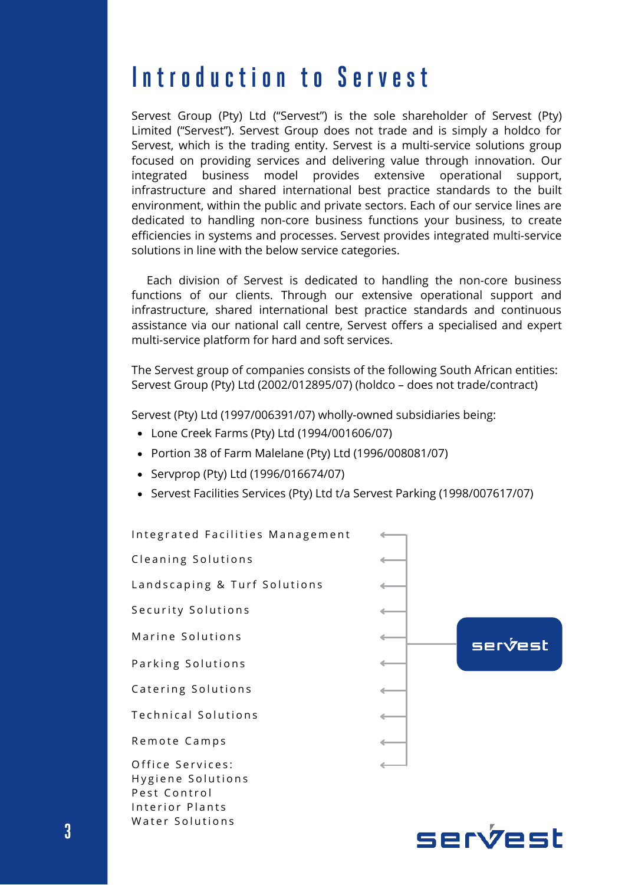# Introduction to Servest

Servest Group (Pty) Ltd ("Servest") is the sole shareholder of Servest (Pty) Limited ("Servest"). Servest Group does not trade and is simply a holdco for Servest, which is the trading entity. Servest is a multi-service solutions group focused on providing services and delivering value through innovation. Our integrated business model provides extensive operational support, infrastructure and shared international best practice standards to the built environment, within the public and private sectors. Each of our service lines are dedicated to handling non-core business functions your business, to create efficiencies in systems and processes. Servest provides integrated multi-service solutions in line with the below service categories.

Each division of Servest is dedicated to handling the non-core business functions of our clients. Through our extensive operational support and infrastructure, shared international best practice standards and continuous assistance via our national call centre, Servest offers a specialised and expert multi-service platform for hard and soft services.

The Servest group of companies consists of the following South African entities:
Servest Group (Pty) Ltd (2002/012895/07) (holdco – does not trade/contract)

Servest (Pty) Ltd (1997/006391/07) wholly-owned subsidiaries being:

- Lone Creek Farms (Pty) Ltd (1994/001606/07)
- Portion 38 of Farm Malelane (Pty) Ltd (1996/008081/07)
- Servprop (Pty) Ltd (1996/016674/07)
- Servest Facilities Services (Pty) Ltd t/a Servest Parking (1998/007617/07)

servest

- Integrated Facilities Management
- Cleaning Solutions
- Landscaping & Turf Solutions
- Security Solutions
- Marine Solutions
- Parking Solutions
- Catering Solutions
- Technical Solutions
- Remote Camps
- Office Services:
  Hygiene Solutions
  Pest Control
  Interior Plants
  Water Solutions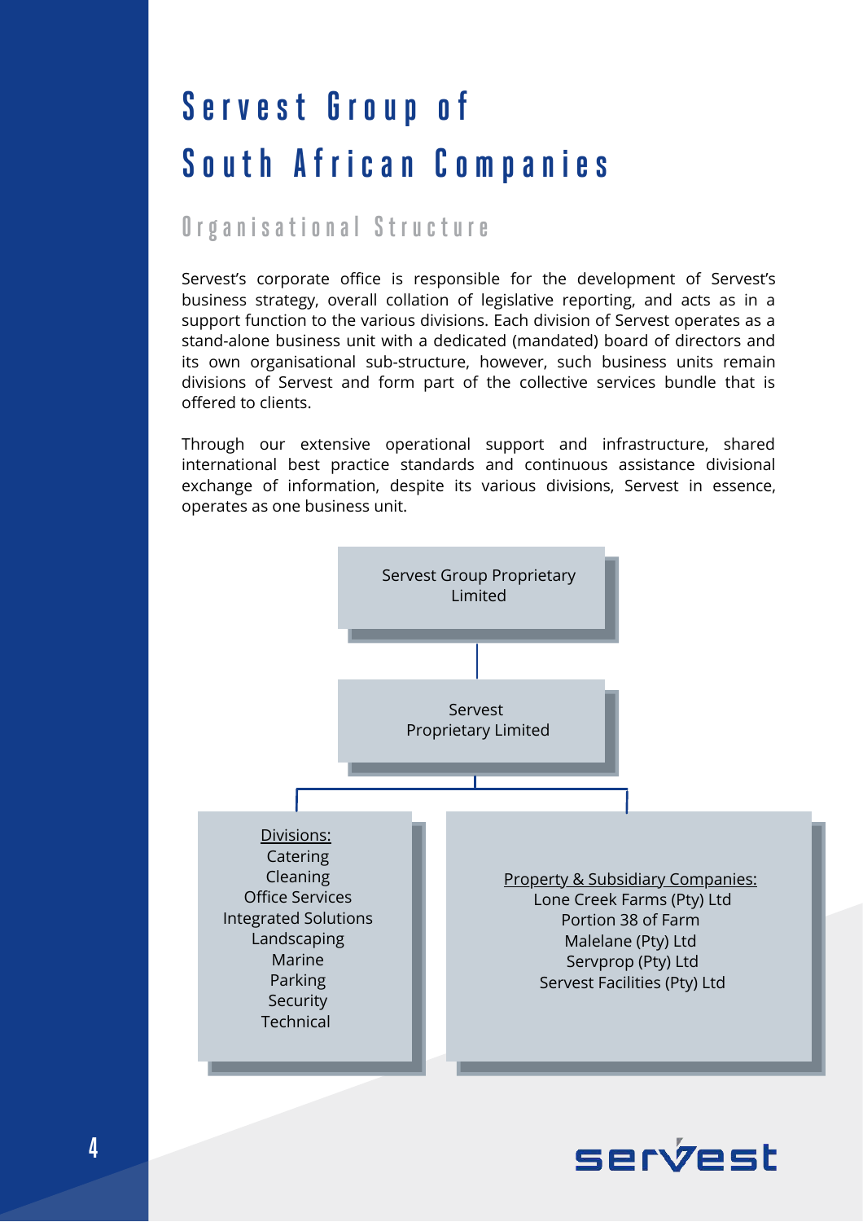# Servest Group of South African Companies

## Organisational Structure

Servest's corporate office is responsible for the development of Servest's business strategy, overall collation of legislative reporting, and acts as in a support function to the various divisions. Each division of Servest operates as a stand-alone business unit with a dedicated (mandated) board of directors and its own organisational sub-structure, however, such business units remain divisions of Servest and form part of the collective services bundle that is offered to clients.

Through our extensive operational support and infrastructure, shared international best practice standards and continuous assistance divisional exchange of information, despite its various divisions, Servest in essence, operates as one business unit.

Servest Group Proprietary Limited

Servest Proprietary Limited

Divisions:
- Catering
- Cleaning
- Office Services
- Integrated Solutions
- Landscaping
- Marine
- Parking
- Security
- Technical

Property & Subsidiary Companies:
- Lone Creek Farms (Pty) Ltd
- Portion 38 of Farm
- Malelane (Pty) Ltd
- Servprop (Pty) Ltd
- Servest Facilities (Pty) Ltd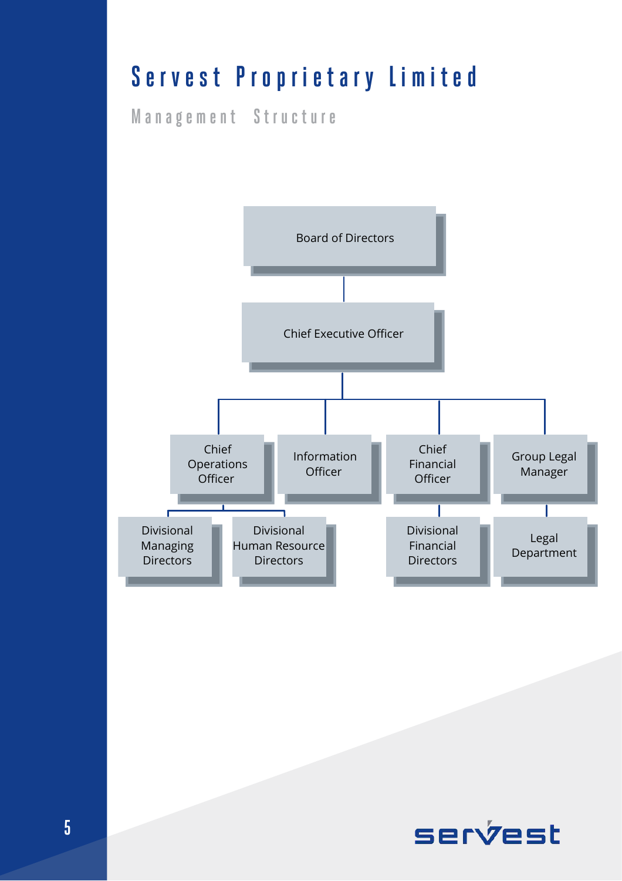# Servest Proprietary Limited

## Management Structure

- Board of Directors
  - Chief Executive Officer
    - Chief Operations Officer
      - Divisional Managing Directors
      - Divisional Human Resource Directors
    - Information Officer
    - Chief Financial Officer
      - Divisional Financial Directors
    - Group Legal Manager
      - Legal Department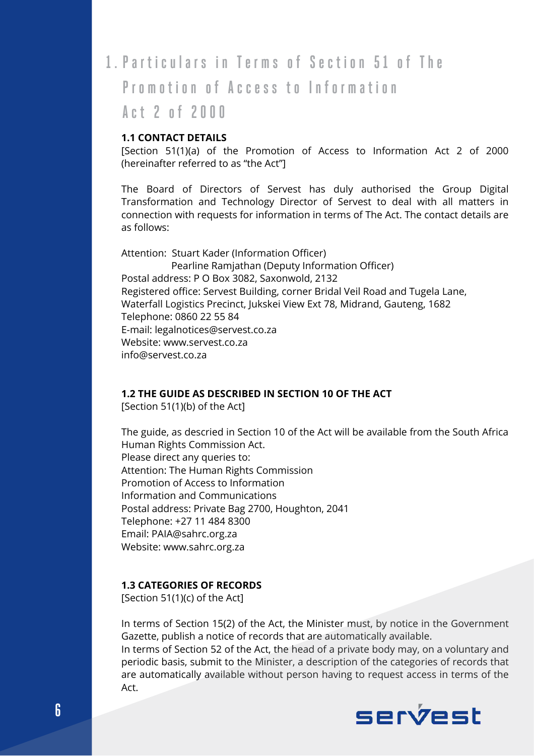# 1. Particulars in Terms of Section 51 of The Promotion of Access to Information Act 2 of 2000

### 1.1 CONTACT DETAILS

[Section 51(1)(a) of the Promotion of Access to Information Act 2 of 2000 (hereinafter referred to as "the Act"]

The Board of Directors of Servest has duly authorised the Group Digital Transformation and Technology Director of Servest to deal with all matters in connection with requests for information in terms of The Act. The contact details are as follows:

Attention: Stuart Kader (Information Officer)
Pearline Ramjathan (Deputy Information Officer)
Postal address: P O Box 3082, Saxonwold, 2132
Registered office: Servest Building, corner Bridal Veil Road and Tugela Lane, Waterfall Logistics Precinct, Jukskei View Ext 78, Midrand, Gauteng, 1682
Telephone: 0860 22 55 84
E-mail: legalnotices@servest.co.za
Website: www.servest.co.za
info@servest.co.za

### 1.2 THE GUIDE AS DESCRIBED IN SECTION 10 OF THE ACT

[Section 51(1)(b) of the Act]

The guide, as descried in Section 10 of the Act will be available from the South Africa Human Rights Commission Act.
Please direct any queries to:
Attention: The Human Rights Commission
Promotion of Access to Information
Information and Communications
Postal address: Private Bag 2700, Houghton, 2041
Telephone: +27 11 484 8300
Email: PAIA@sahrc.org.za
Website: www.sahrc.org.za

### 1.3 CATEGORIES OF RECORDS

[Section 51(1)(c) of the Act]

In terms of Section 15(2) of the Act, the Minister must, by notice in the Government Gazette, publish a notice of records that are automatically available.
In terms of Section 52 of the Act, the head of a private body may, on a voluntary and periodic basis, submit to the Minister, a description of the categories of records that are automatically available without person having to request access in terms of the Act.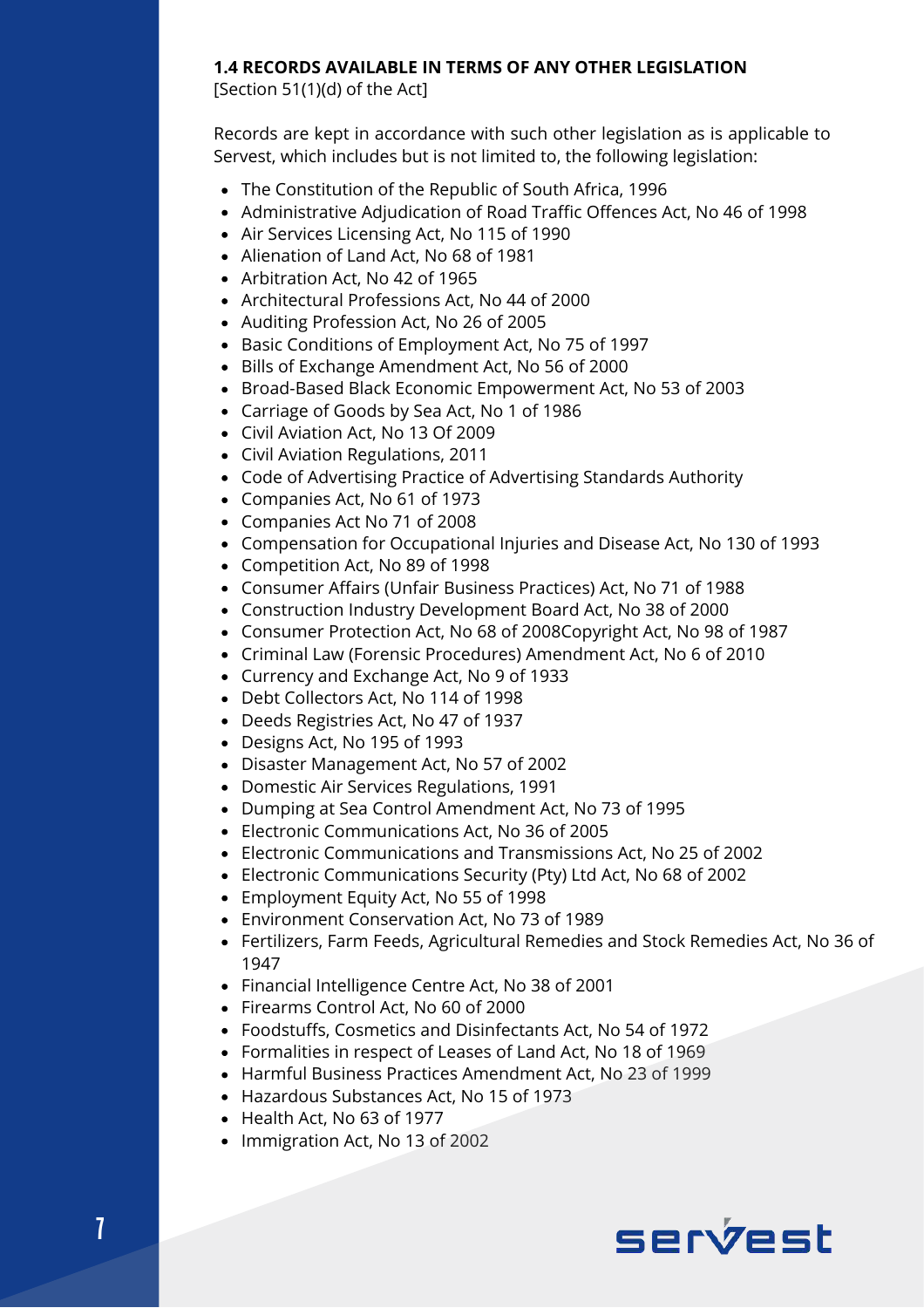### 1.4 RECORDS AVAILABLE IN TERMS OF ANY OTHER LEGISLATION

[Section 51(1)(d) of the Act]

Records are kept in accordance with such other legislation as is applicable to Servest, which includes but is not limited to, the following legislation:

- The Constitution of the Republic of South Africa, 1996
- Administrative Adjudication of Road Traffic Offences Act, No 46 of 1998
- Air Services Licensing Act, No 115 of 1990
- Alienation of Land Act, No 68 of 1981
- Arbitration Act, No 42 of 1965
- Architectural Professions Act, No 44 of 2000
- Auditing Profession Act, No 26 of 2005
- Basic Conditions of Employment Act, No 75 of 1997
- Bills of Exchange Amendment Act, No 56 of 2000
- Broad-Based Black Economic Empowerment Act, No 53 of 2003
- Carriage of Goods by Sea Act, No 1 of 1986
- Civil Aviation Act, No 13 Of 2009
- Civil Aviation Regulations, 2011
- Code of Advertising Practice of Advertising Standards Authority
- Companies Act, No 61 of 1973
- Companies Act No 71 of 2008
- Compensation for Occupational Injuries and Disease Act, No 130 of 1993
- Competition Act, No 89 of 1998
- Consumer Affairs (Unfair Business Practices) Act, No 71 of 1988
- Construction Industry Development Board Act, No 38 of 2000
- Consumer Protection Act, No 68 of 2008Copyright Act, No 98 of 1987
- Criminal Law (Forensic Procedures) Amendment Act, No 6 of 2010
- Currency and Exchange Act, No 9 of 1933
- Debt Collectors Act, No 114 of 1998
- Deeds Registries Act, No 47 of 1937
- Designs Act, No 195 of 1993
- Disaster Management Act, No 57 of 2002
- Domestic Air Services Regulations, 1991
- Dumping at Sea Control Amendment Act, No 73 of 1995
- Electronic Communications Act, No 36 of 2005
- Electronic Communications and Transmissions Act, No 25 of 2002
- Electronic Communications Security (Pty) Ltd Act, No 68 of 2002
- Employment Equity Act, No 55 of 1998
- Environment Conservation Act, No 73 of 1989
- Fertilizers, Farm Feeds, Agricultural Remedies and Stock Remedies Act, No 36 of 1947
- Financial Intelligence Centre Act, No 38 of 2001
- Firearms Control Act, No 60 of 2000
- Foodstuffs, Cosmetics and Disinfectants Act, No 54 of 1972
- Formalities in respect of Leases of Land Act, No 18 of 1969
- Harmful Business Practices Amendment Act, No 23 of 1999
- Hazardous Substances Act, No 15 of 1973
- Health Act, No 63 of 1977
- Immigration Act, No 13 of 2002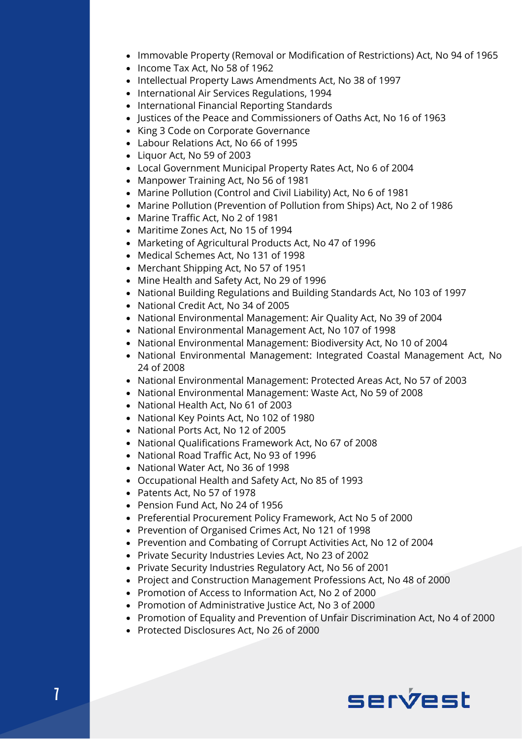- Immovable Property (Removal or Modification of Restrictions) Act, No 94 of 1965
- Income Tax Act, No 58 of 1962
- Intellectual Property Laws Amendments Act, No 38 of 1997
- International Air Services Regulations, 1994
- International Financial Reporting Standards
- Justices of the Peace and Commissioners of Oaths Act, No 16 of 1963
- King 3 Code on Corporate Governance
- Labour Relations Act, No 66 of 1995
- Liquor Act, No 59 of 2003
- Local Government Municipal Property Rates Act, No 6 of 2004
- Manpower Training Act, No 56 of 1981
- Marine Pollution (Control and Civil Liability) Act, No 6 of 1981
- Marine Pollution (Prevention of Pollution from Ships) Act, No 2 of 1986
- Marine Traffic Act, No 2 of 1981
- Maritime Zones Act, No 15 of 1994
- Marketing of Agricultural Products Act, No 47 of 1996
- Medical Schemes Act, No 131 of 1998
- Merchant Shipping Act, No 57 of 1951
- Mine Health and Safety Act, No 29 of 1996
- National Building Regulations and Building Standards Act, No 103 of 1997
- National Credit Act, No 34 of 2005
- National Environmental Management: Air Quality Act, No 39 of 2004
- National Environmental Management Act, No 107 of 1998
- National Environmental Management: Biodiversity Act, No 10 of 2004
- National Environmental Management: Integrated Coastal Management Act, No 24 of 2008
- National Environmental Management: Protected Areas Act, No 57 of 2003
- National Environmental Management: Waste Act, No 59 of 2008
- National Health Act, No 61 of 2003
- National Key Points Act, No 102 of 1980
- National Ports Act, No 12 of 2005
- National Qualifications Framework Act, No 67 of 2008
- National Road Traffic Act, No 93 of 1996
- National Water Act, No 36 of 1998
- Occupational Health and Safety Act, No 85 of 1993
- Patents Act, No 57 of 1978
- Pension Fund Act, No 24 of 1956
- Preferential Procurement Policy Framework, Act No 5 of 2000
- Prevention of Organised Crimes Act, No 121 of 1998
- Prevention and Combating of Corrupt Activities Act, No 12 of 2004
- Private Security Industries Levies Act, No 23 of 2002
- Private Security Industries Regulatory Act, No 56 of 2001
- Project and Construction Management Professions Act, No 48 of 2000
- Promotion of Access to Information Act, No 2 of 2000
- Promotion of Administrative Justice Act, No 3 of 2000
- Promotion of Equality and Prevention of Unfair Discrimination Act, No 4 of 2000
- Protected Disclosures Act, No 26 of 2000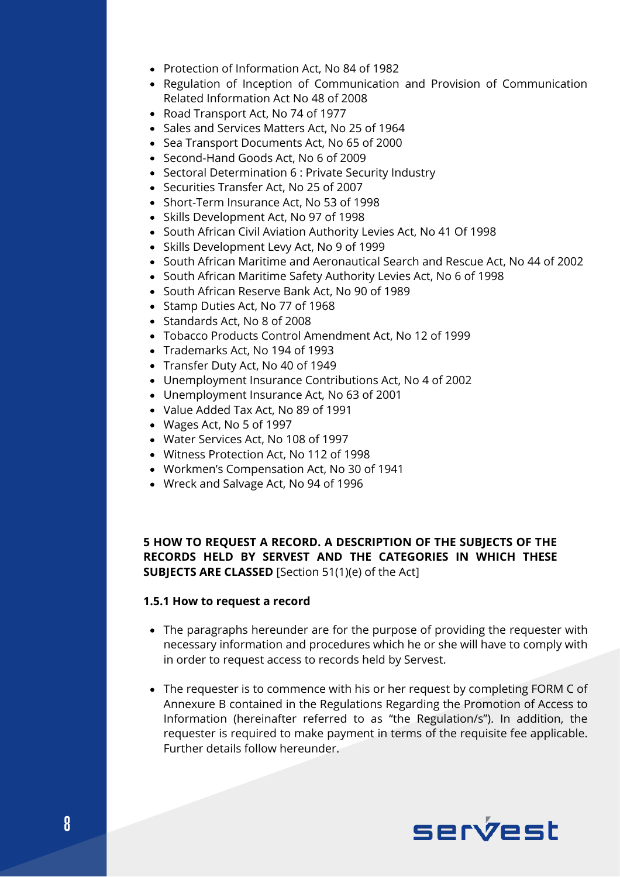- Protection of Information Act, No 84 of 1982
- Regulation of Inception of Communication and Provision of Communication Related Information Act No 48 of 2008
- Road Transport Act, No 74 of 1977
- Sales and Services Matters Act, No 25 of 1964
- Sea Transport Documents Act, No 65 of 2000
- Second-Hand Goods Act, No 6 of 2009
- Sectoral Determination 6 : Private Security Industry
- Securities Transfer Act, No 25 of 2007
- Short-Term Insurance Act, No 53 of 1998
- Skills Development Act, No 97 of 1998
- South African Civil Aviation Authority Levies Act, No 41 Of 1998
- Skills Development Levy Act, No 9 of 1999
- South African Maritime and Aeronautical Search and Rescue Act, No 44 of 2002
- South African Maritime Safety Authority Levies Act, No 6 of 1998
- South African Reserve Bank Act, No 90 of 1989
- Stamp Duties Act, No 77 of 1968
- Standards Act, No 8 of 2008
- Tobacco Products Control Amendment Act, No 12 of 1999
- Trademarks Act, No 194 of 1993
- Transfer Duty Act, No 40 of 1949
- Unemployment Insurance Contributions Act, No 4 of 2002
- Unemployment Insurance Act, No 63 of 2001
- Value Added Tax Act, No 89 of 1991
- Wages Act, No 5 of 1997
- Water Services Act, No 108 of 1997
- Witness Protection Act, No 112 of 1998
- Workmen's Compensation Act, No 30 of 1941
- Wreck and Salvage Act, No 94 of 1996

## 5 HOW TO REQUEST A RECORD. A DESCRIPTION OF THE SUBJECTS OF THE RECORDS HELD BY SERVEST AND THE CATEGORIES IN WHICH THESE SUBJECTS ARE CLASSED [Section 51(1)(e) of the Act]

### 1.5.1 How to request a record

- The paragraphs hereunder are for the purpose of providing the requester with necessary information and procedures which he or she will have to comply with in order to request access to records held by Servest.

- The requester is to commence with his or her request by completing FORM C of Annexure B contained in the Regulations Regarding the Promotion of Access to Information (hereinafter referred to as "the Regulation/s"). In addition, the requester is required to make payment in terms of the requisite fee applicable. Further details follow hereunder.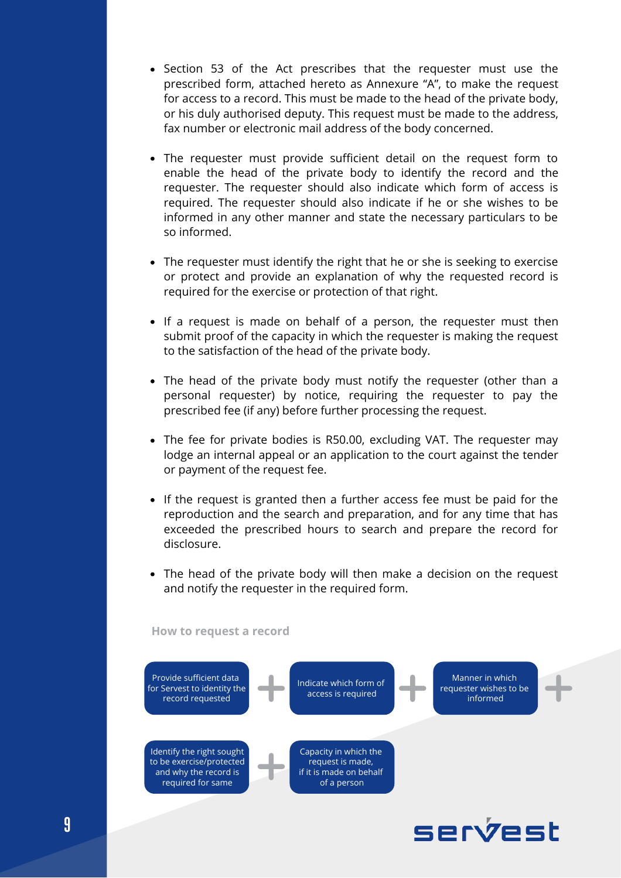- Section 53 of the Act prescribes that the requester must use the prescribed form, attached hereto as Annexure "A", to make the request for access to a record. This must be made to the head of the private body, or his duly authorised deputy. This request must be made to the address, fax number or electronic mail address of the body concerned.
- The requester must provide sufficient detail on the request form to enable the head of the private body to identify the record and the requester. The requester should also indicate which form of access is required. The requester should also indicate if he or she wishes to be informed in any other manner and state the necessary particulars to be so informed.
- The requester must identify the right that he or she is seeking to exercise or protect and provide an explanation of why the requested record is required for the exercise or protection of that right.
- If a request is made on behalf of a person, the requester must then submit proof of the capacity in which the requester is making the request to the satisfaction of the head of the private body.
- The head of the private body must notify the requester (other than a personal requester) by notice, requiring the requester to pay the prescribed fee (if any) before further processing the request.
- The fee for private bodies is R50.00, excluding VAT. The requester may lodge an internal appeal or an application to the court against the tender or payment of the request fee.
- If the request is granted then a further access fee must be paid for the reproduction and the search and preparation, and for any time that has exceeded the prescribed hours to search and prepare the record for disclosure.
- The head of the private body will then make a decision on the request and notify the requester in the required form.

### How to request a record

Provide sufficient data for Servest to identity the record requested + Indicate which form of access is required + Manner in which requester wishes to be informed +

Identify the right sought to be exercise/protected and why the record is required for same + Capacity in which the request is made, if it is made on behalf of a person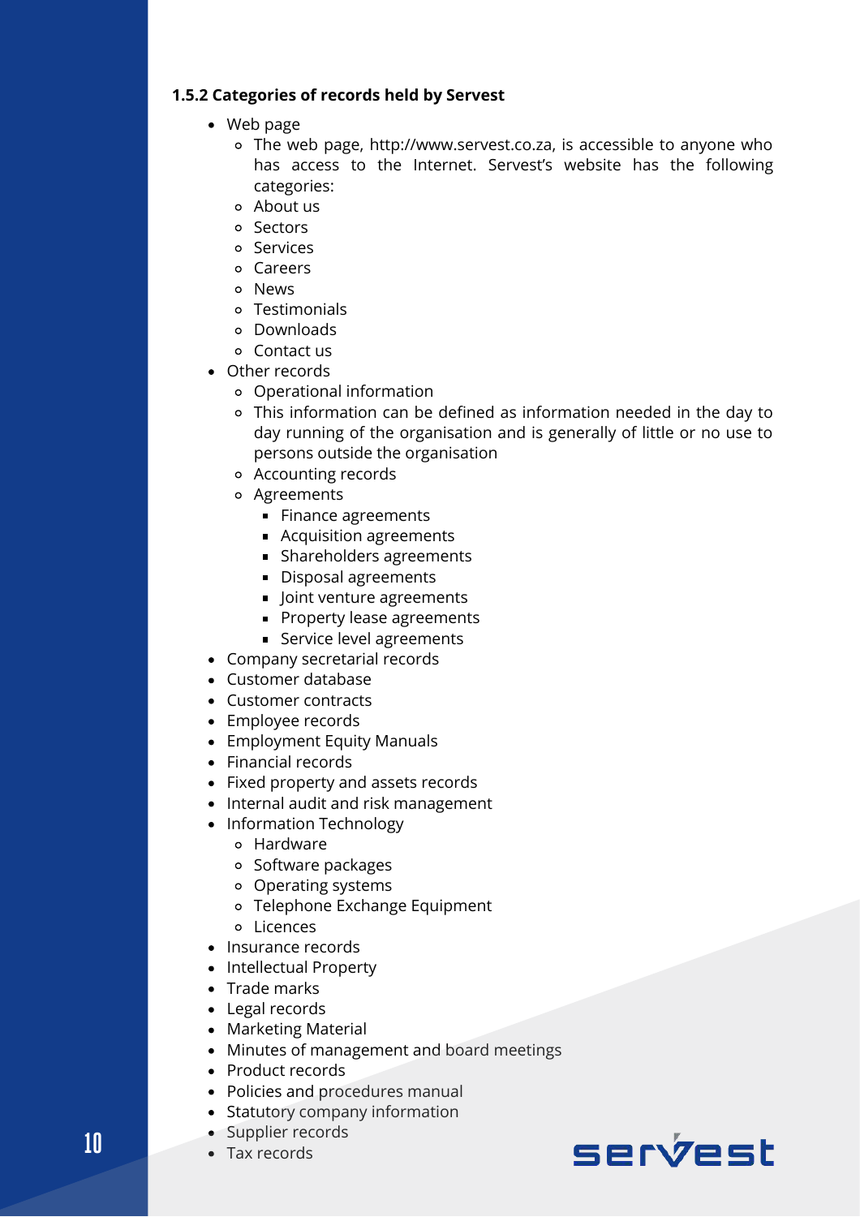#### 1.5.2 Categories of records held by Servest

- Web page
  - The web page, http://www.servest.co.za, is accessible to anyone who has access to the Internet. Servest's website has the following categories:
  - About us
  - Sectors
  - Services
  - Careers
  - News
  - Testimonials
  - Downloads
  - Contact us
- Other records
  - Operational information
  - This information can be defined as information needed in the day to day running of the organisation and is generally of little or no use to persons outside the organisation
  - Accounting records
  - Agreements
    - Finance agreements
    - Acquisition agreements
    - Shareholders agreements
    - Disposal agreements
    - Joint venture agreements
    - Property lease agreements
    - Service level agreements
- Company secretarial records
- Customer database
- Customer contracts
- Employee records
- Employment Equity Manuals
- Financial records
- Fixed property and assets records
- Internal audit and risk management
- Information Technology
  - Hardware
  - Software packages
  - Operating systems
  - Telephone Exchange Equipment
  - Licences
- Insurance records
- Intellectual Property
- Trade marks
- Legal records
- Marketing Material
- Minutes of management and board meetings
- Product records
- Policies and procedures manual
- Statutory company information
- Supplier records
- Tax records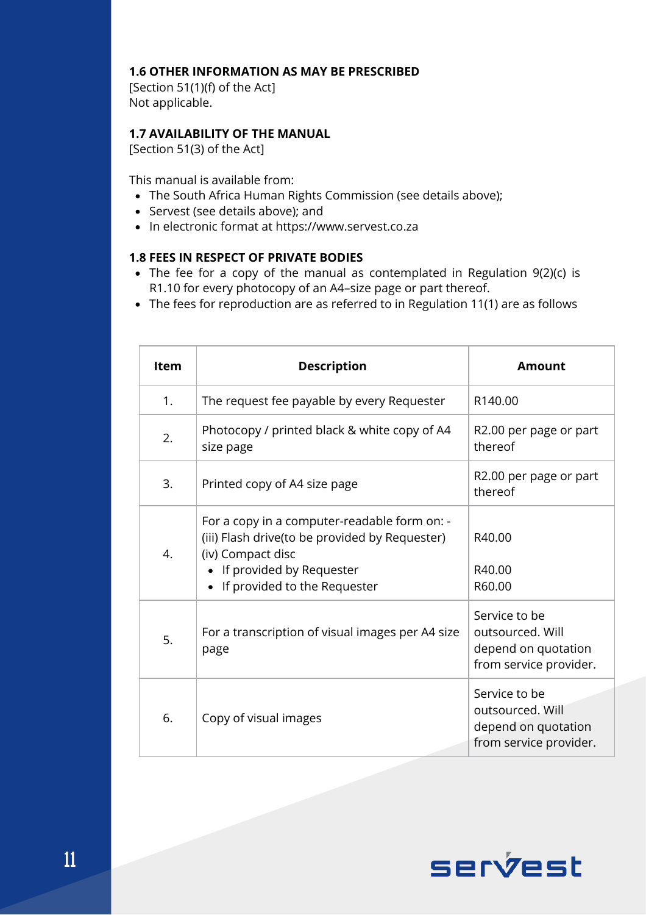### 1.6 OTHER INFORMATION AS MAY BE PRESCRIBED

[Section 51(1)(f) of the Act]
Not applicable.

### 1.7 AVAILABILITY OF THE MANUAL

[Section 51(3) of the Act]

This manual is available from:

- The South Africa Human Rights Commission (see details above);
- Servest (see details above); and
- In electronic format at https://www.servest.co.za

### 1.8 FEES IN RESPECT OF PRIVATE BODIES

- The fee for a copy of the manual as contemplated in Regulation 9(2)(c) is R1.10 for every photocopy of an A4–size page or part thereof.
- The fees for reproduction are as referred to in Regulation 11(1) are as follows

| Item | Description | Amount |
|---|---|---|
| 1. | The request fee payable by every Requester | R140.00 |
| 2. | Photocopy / printed black & white copy of A4 size page | R2.00 per page or part thereof |
| 3. | Printed copy of A4 size page | R2.00 per page or part thereof |
| 4. | For a copy in a computer-readable form on: -<br>(iii) Flash drive(to be provided by Requester)<br>(iv) Compact disc<br>• If provided by Requester<br>• If provided to the Requester | R40.00<br><br>R40.00<br>R60.00 |
| 5. | For a transcription of visual images per A4 size page | Service to be outsourced. Will depend on quotation from service provider. |
| 6. | Copy of visual images | Service to be outsourced. Will depend on quotation from service provider. |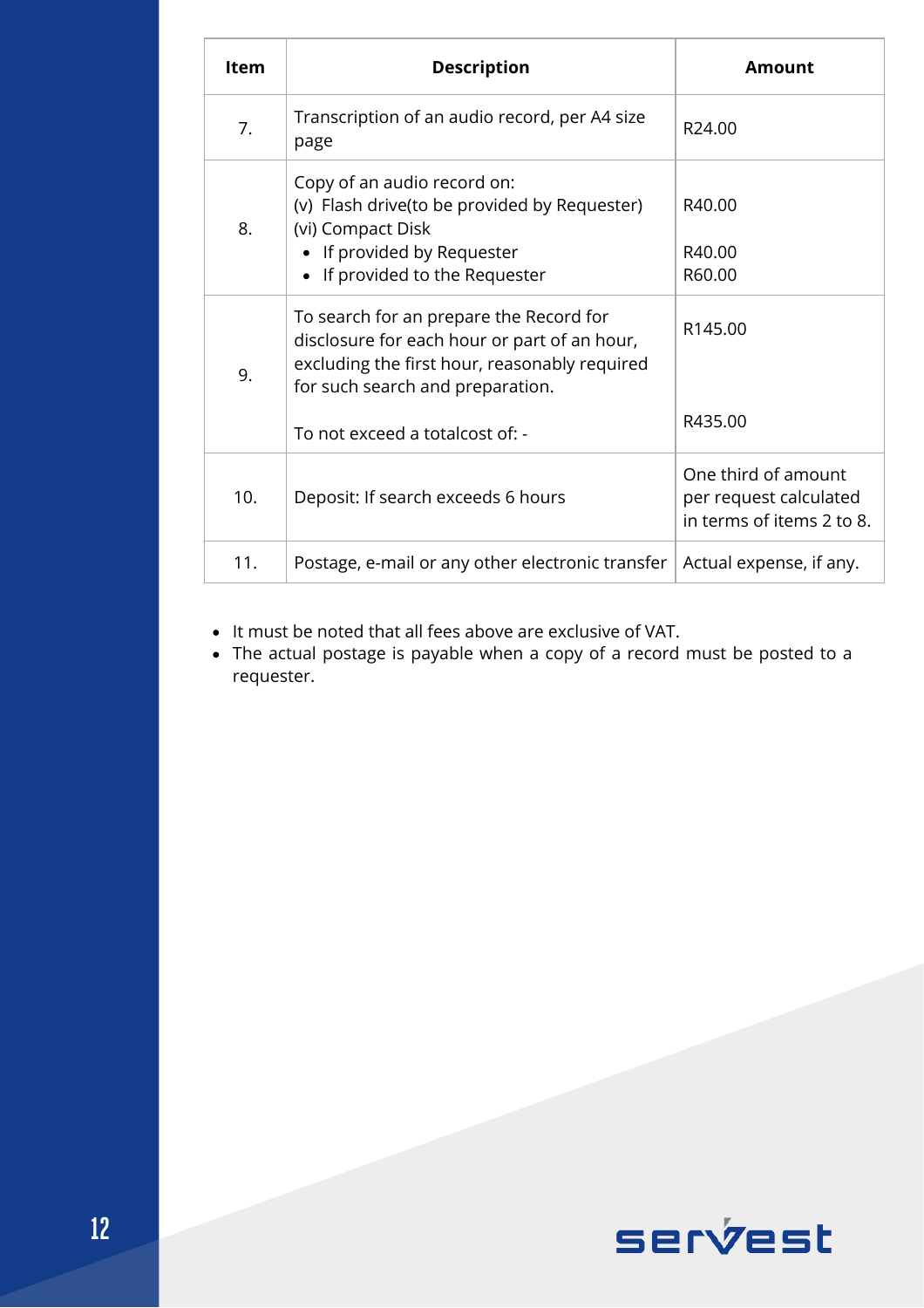| Item | Description | Amount |
|---|---|---|
| 7. | Transcription of an audio record, per A4 size page | R24.00 |
| 8. | Copy of an audio record on:<br>(v) Flash drive(to be provided by Requester)<br>(vi) Compact Disk<br>• If provided by Requester<br>• If provided to the Requester | R40.00<br><br>R40.00<br>R60.00 |
| 9. | To search for an prepare the Record for disclosure for each hour or part of an hour, excluding the first hour, reasonably required for such search and preparation.<br><br>To not exceed a totalcost of: - | R145.00<br><br>R435.00 |
| 10. | Deposit: If search exceeds 6 hours | One third of amount per request calculated in terms of items 2 to 8. |
| 11. | Postage, e-mail or any other electronic transfer | Actual expense, if any. |

- It must be noted that all fees above are exclusive of VAT.
- The actual postage is payable when a copy of a record must be posted to a requester.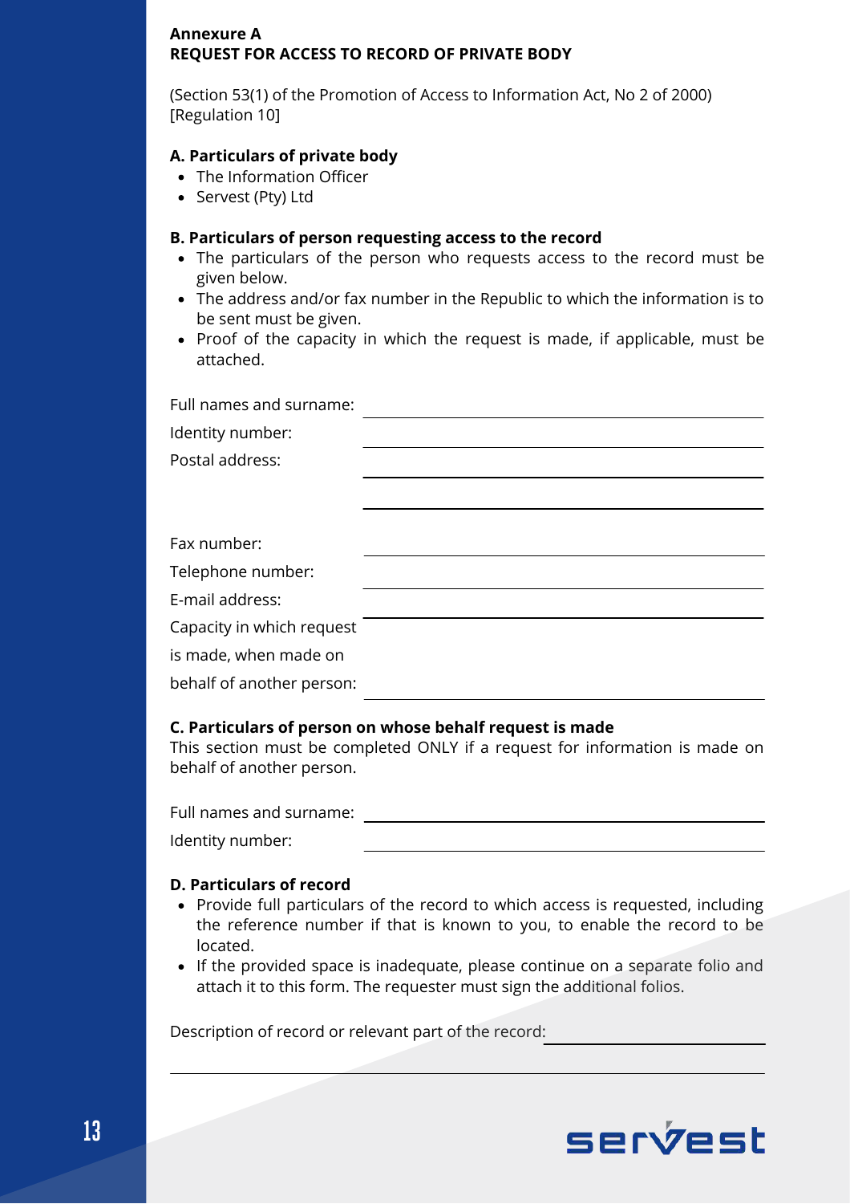**Annexure A**
**REQUEST FOR ACCESS TO RECORD OF PRIVATE BODY**

(Section 53(1) of the Promotion of Access to Information Act, No 2 of 2000)
[Regulation 10]

**A. Particulars of private body**

- The Information Officer
- Servest (Pty) Ltd

**B. Particulars of person requesting access to the record**

- The particulars of the person who requests access to the record must be given below.
- The address and/or fax number in the Republic to which the information is to be sent must be given.
- Proof of the capacity in which the request is made, if applicable, must be attached.

Full names and surname: ______________________________

Identity number: ______________________________

Postal address: ______________________________

______________________________

Fax number: ______________________________

Telephone number: ______________________________

E-mail address: ______________________________

Capacity in which request is made, when made on behalf of another person: ______________________________

**C. Particulars of person on whose behalf request is made**

This section must be completed ONLY if a request for information is made on behalf of another person.

Full names and surname: ______________________________

Identity number: ______________________________

**D. Particulars of record**

- Provide full particulars of the record to which access is requested, including the reference number if that is known to you, to enable the record to be located.
- If the provided space is inadequate, please continue on a separate folio and attach it to this form. The requester must sign the additional folios.

Description of record or relevant part of the record: ______________________________

______________________________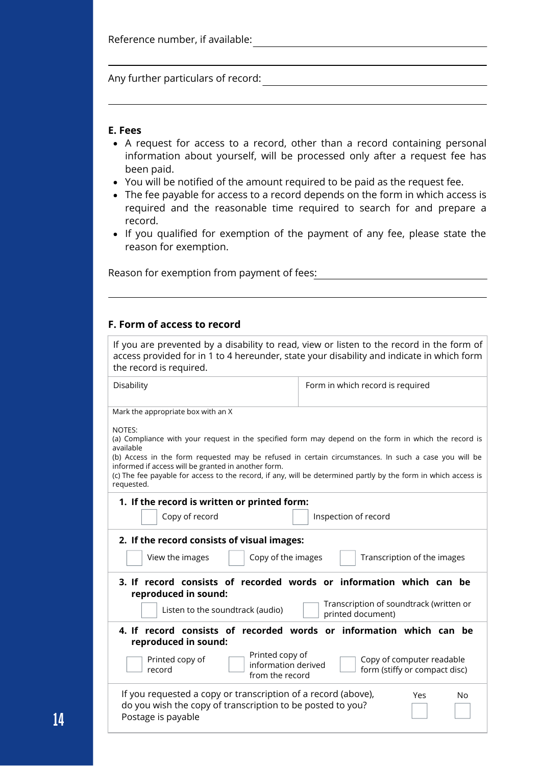Reference number, if available: ______________________________

______________________________________________________________

Any further particulars of record: ______________________________

______________________________________________________________

**E. Fees**

- A request for access to a record, other than a record containing personal information about yourself, will be processed only after a request fee has been paid.
- You will be notified of the amount required to be paid as the request fee.
- The fee payable for access to a record depends on the form in which access is required and the reasonable time required to search for and prepare a record.
- If you qualified for exemption of the payment of any fee, please state the reason for exemption.

Reason for exemption from payment of fees: ______________________________

______________________________________________________________

**F. Form of access to record**

If you are prevented by a disability to read, view or listen to the record in the form of access provided for in 1 to 4 hereunder, state your disability and indicate in which form the record is required.

| Disability | Form in which record is required |
|---|---|
| | |

Mark the appropriate box with an X

NOTES:
(a) Compliance with your request in the specified form may depend on the form in which the record is available
(b) Access in the form requested may be refused in certain circumstances. In such a case you will be informed if access will be granted in another form.
(c) The fee payable for access to the record, if any, will be determined partly by the form in which access is requested.

**1. If the record is written or printed form:**

- ☐ Copy of record
- ☐ Inspection of record

**2. If the record consists of visual images:**

- ☐ View the images
- ☐ Copy of the images
- ☐ Transcription of the images

**3. If record consists of recorded words or information which can be reproduced in sound:**

- ☐ Listen to the soundtrack (audio)
- ☐ Transcription of soundtrack (written or printed document)

**4. If record consists of recorded words or information which can be reproduced in sound:**

- ☐ Printed copy of record
- ☐ Printed copy of information derived from the record
- ☐ Copy of computer readable form (stiffy or compact disc)

| If you requested a copy or transcription of a record (above), do you wish the copy of transcription to be posted to you? Postage is payable | Yes ☐ | No ☐ |
|---|---|---|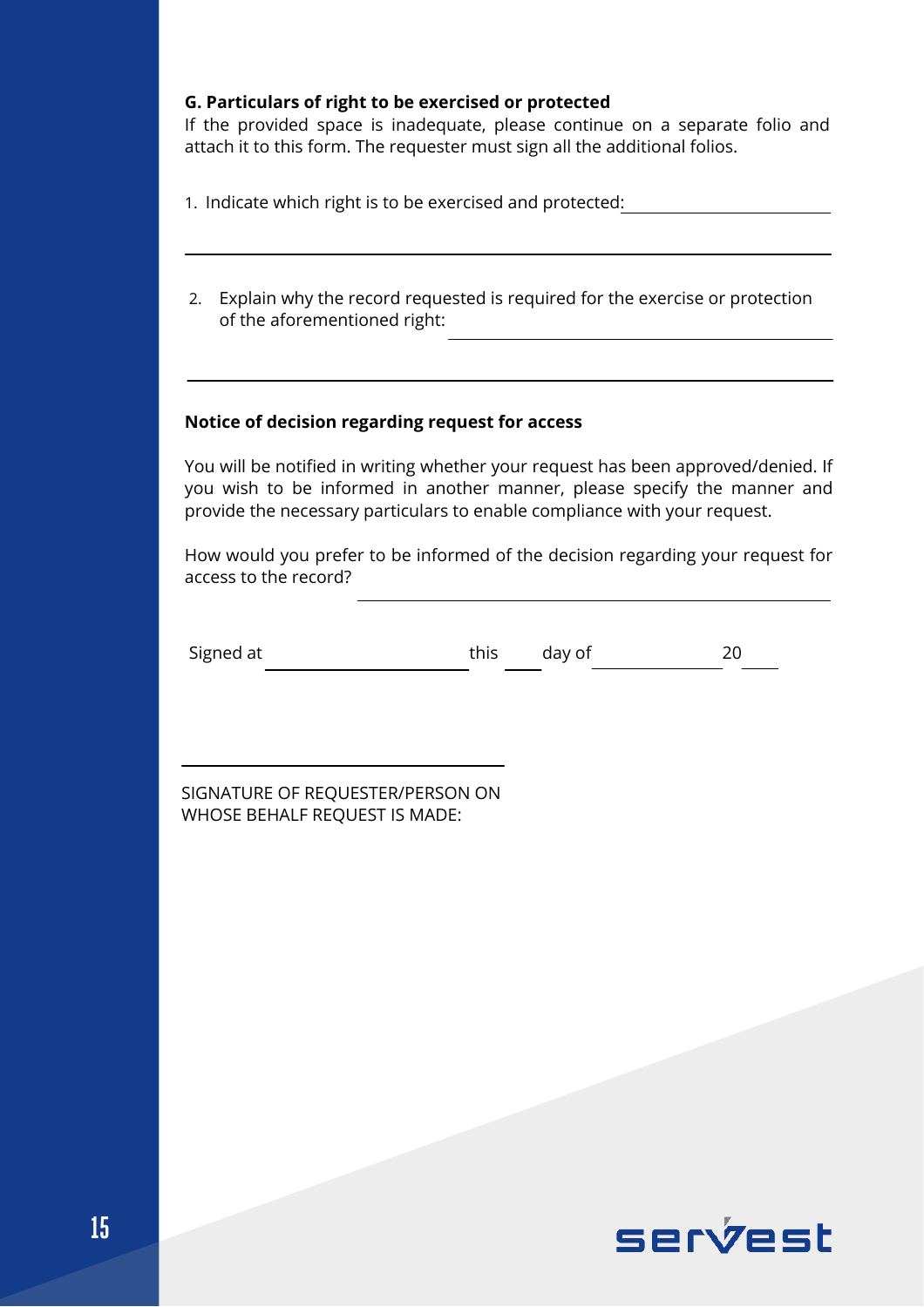### G. Particulars of right to be exercised or protected

If the provided space is inadequate, please continue on a separate folio and attach it to this form. The requester must sign all the additional folios.

1. Indicate which right is to be exercised and protected: ______________________

_______________________________________________________________

2. Explain why the record requested is required for the exercise or protection of the aforementioned right: ______________________

_______________________________________________________________

### Notice of decision regarding request for access

You will be notified in writing whether your request has been approved/denied. If you wish to be informed in another manner, please specify the manner and provide the necessary particulars to enable compliance with your request.

How would you prefer to be informed of the decision regarding your request for access to the record?

______________________

Signed at ______________________ this ____ day of ______________ 20 ____

______________________

SIGNATURE OF REQUESTER/PERSON ON WHOSE BEHALF REQUEST IS MADE: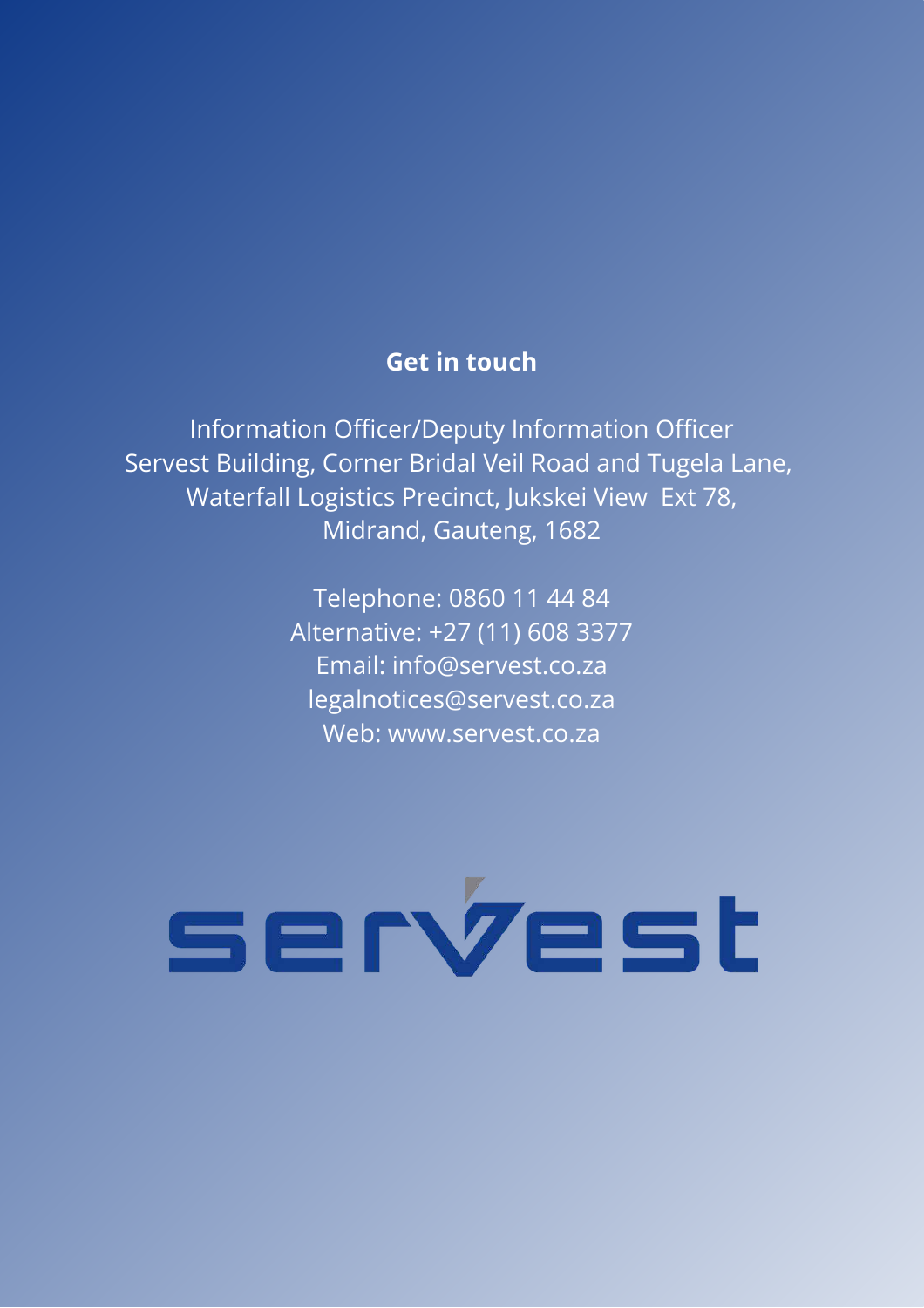**Get in touch**

Information Officer/Deputy Information Officer
Servest Building, Corner Bridal Veil Road and Tugela Lane,
Waterfall Logistics Precinct, Jukskei View Ext 78,
Midrand, Gauteng, 1682

Telephone: 0860 11 44 84
Alternative: +27 (11) 608 3377
Email: info@servest.co.za
legalnotices@servest.co.za
Web: www.servest.co.za

servest